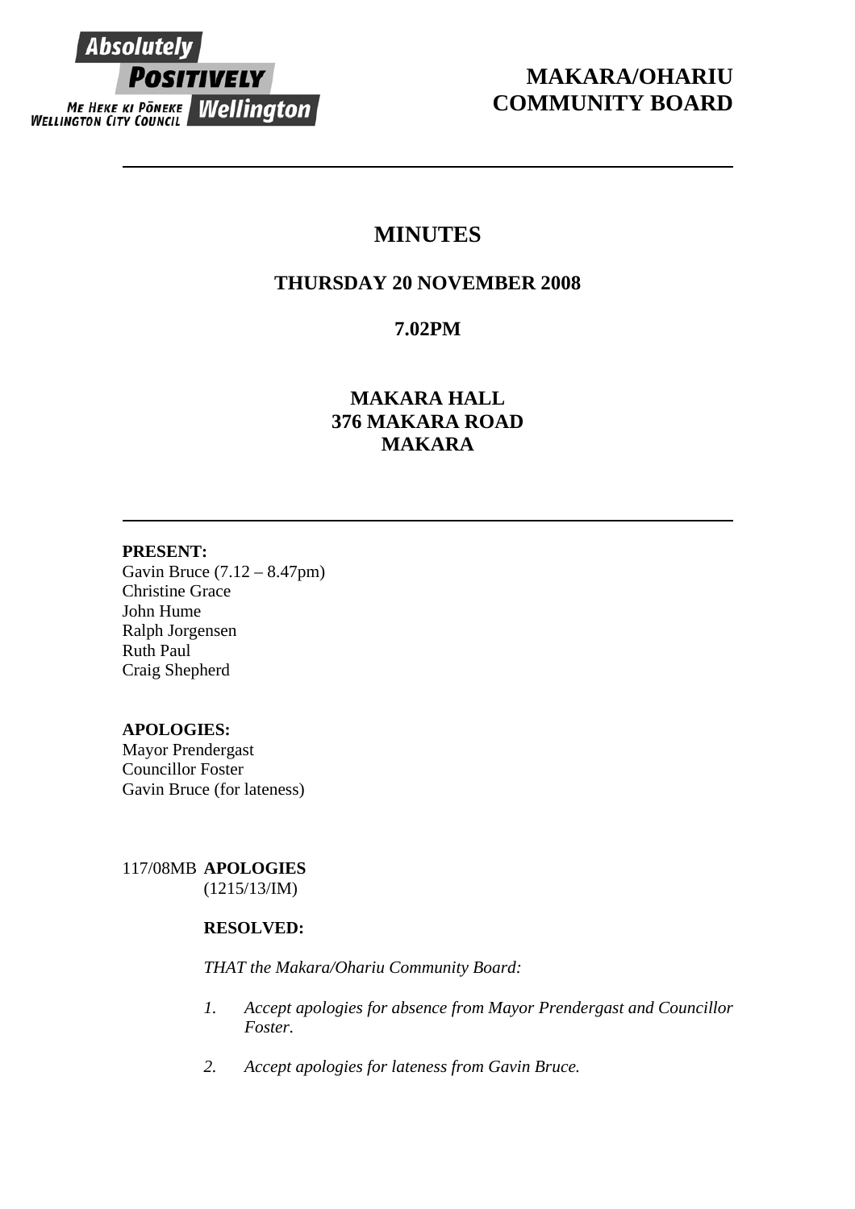Absolutely POSITIVELY Wellington
ME HEKE KI PŌNEKE
WELLINGTON CITY COUNCIL

# MAKARA/OHARIU COMMUNITY BOARD

## MINUTES

### THURSDAY 20 NOVEMBER 2008

### 7.02PM

### MAKARA HALL
### 376 MAKARA ROAD
### MAKARA

**PRESENT:**
Gavin Bruce (7.12 – 8.47pm)
Christine Grace
John Hume
Ralph Jorgensen
Ruth Paul
Craig Shepherd

**APOLOGIES:**
Mayor Prendergast
Councillor Foster
Gavin Bruce (for lateness)

117/08MB **APOLOGIES**
(1215/13/IM)

**RESOLVED:**

*THAT the Makara/Ohariu Community Board:*

1. *Accept apologies for absence from Mayor Prendergast and Councillor Foster.*

2. *Accept apologies for lateness from Gavin Bruce.*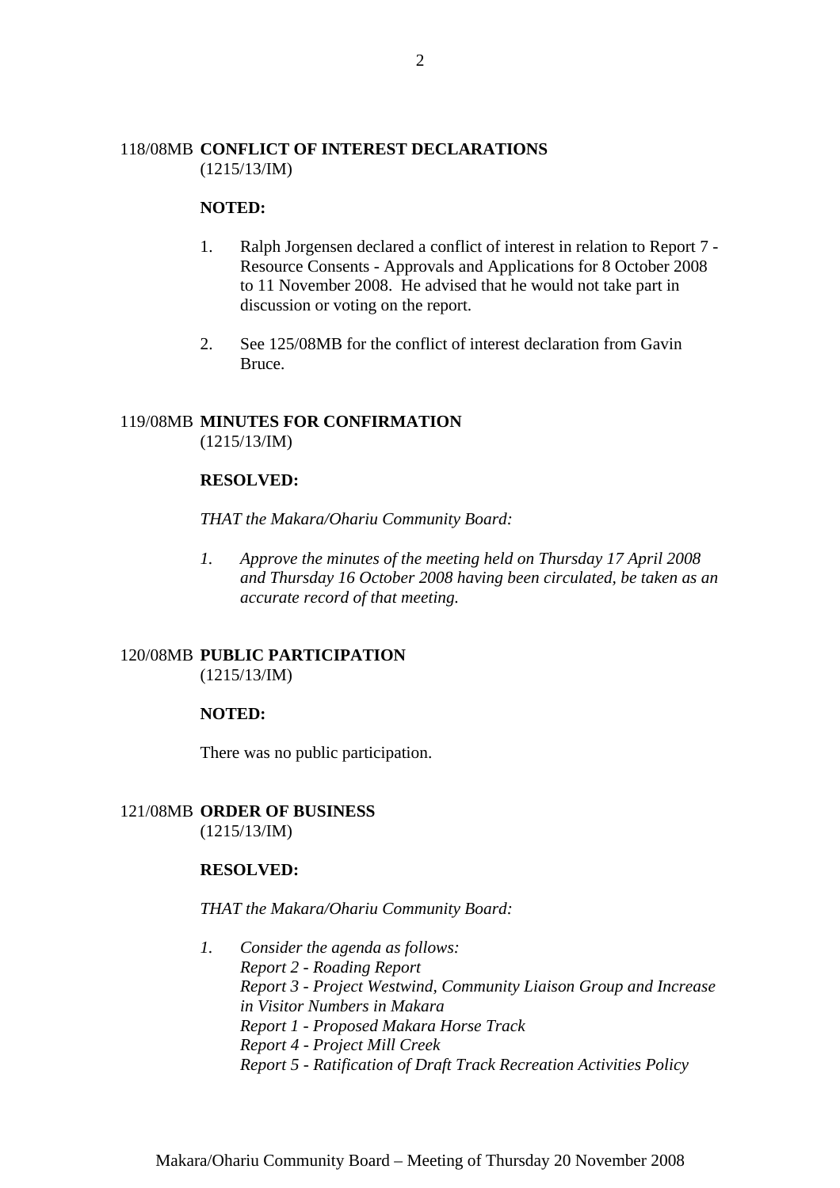### 118/08MB **CONFLICT OF INTEREST DECLARATIONS**
(1215/13/IM)

**NOTED:**

1. Ralph Jorgensen declared a conflict of interest in relation to Report 7 - Resource Consents - Approvals and Applications for 8 October 2008 to 11 November 2008. He advised that he would not take part in discussion or voting on the report.

2. See 125/08MB for the conflict of interest declaration from Gavin Bruce.

### 119/08MB **MINUTES FOR CONFIRMATION**
(1215/13/IM)

**RESOLVED:**

*THAT the Makara/Ohariu Community Board:*

1. *Approve the minutes of the meeting held on Thursday 17 April 2008 and Thursday 16 October 2008 having been circulated, be taken as an accurate record of that meeting.*

### 120/08MB **PUBLIC PARTICIPATION**
(1215/13/IM)

**NOTED:**

There was no public participation.

### 121/08MB **ORDER OF BUSINESS**
(1215/13/IM)

**RESOLVED:**

*THAT the Makara/Ohariu Community Board:*

1. *Consider the agenda as follows:*
   *Report 2 - Roading Report*
   *Report 3 - Project Westwind, Community Liaison Group and Increase in Visitor Numbers in Makara*
   *Report 1 - Proposed Makara Horse Track*
   *Report 4 - Project Mill Creek*
   *Report 5 - Ratification of Draft Track Recreation Activities Policy*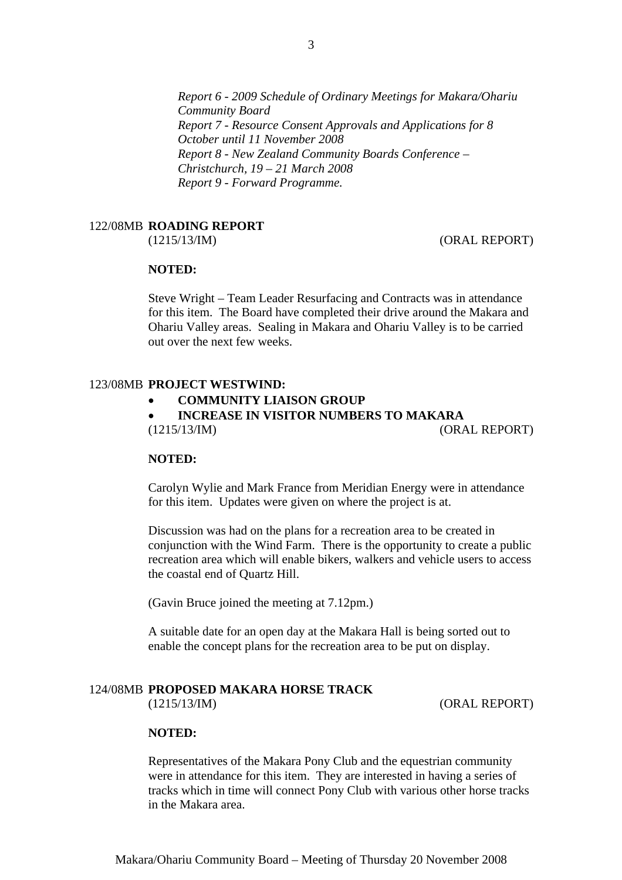*Report 6 - 2009 Schedule of Ordinary Meetings for Makara/Ohariu Community Board*
*Report 7 - Resource Consent Approvals and Applications for 8 October until 11 November 2008*
*Report 8 - New Zealand Community Boards Conference – Christchurch, 19 – 21 March 2008*
*Report 9 - Forward Programme.*

## 122/08MB **ROADING REPORT**

(1215/13/IM) (ORAL REPORT)

**NOTED:**

Steve Wright – Team Leader Resurfacing and Contracts was in attendance for this item. The Board have completed their drive around the Makara and Ohariu Valley areas. Sealing in Makara and Ohariu Valley is to be carried out over the next few weeks.

## 123/08MB **PROJECT WESTWIND:**

- **COMMUNITY LIAISON GROUP**
- **INCREASE IN VISITOR NUMBERS TO MAKARA**

(1215/13/IM) (ORAL REPORT)

**NOTED:**

Carolyn Wylie and Mark France from Meridian Energy were in attendance for this item. Updates were given on where the project is at.

Discussion was had on the plans for a recreation area to be created in conjunction with the Wind Farm. There is the opportunity to create a public recreation area which will enable bikers, walkers and vehicle users to access the coastal end of Quartz Hill.

(Gavin Bruce joined the meeting at 7.12pm.)

A suitable date for an open day at the Makara Hall is being sorted out to enable the concept plans for the recreation area to be put on display.

## 124/08MB **PROPOSED MAKARA HORSE TRACK**

(1215/13/IM) (ORAL REPORT)

**NOTED:**

Representatives of the Makara Pony Club and the equestrian community were in attendance for this item. They are interested in having a series of tracks which in time will connect Pony Club with various other horse tracks in the Makara area.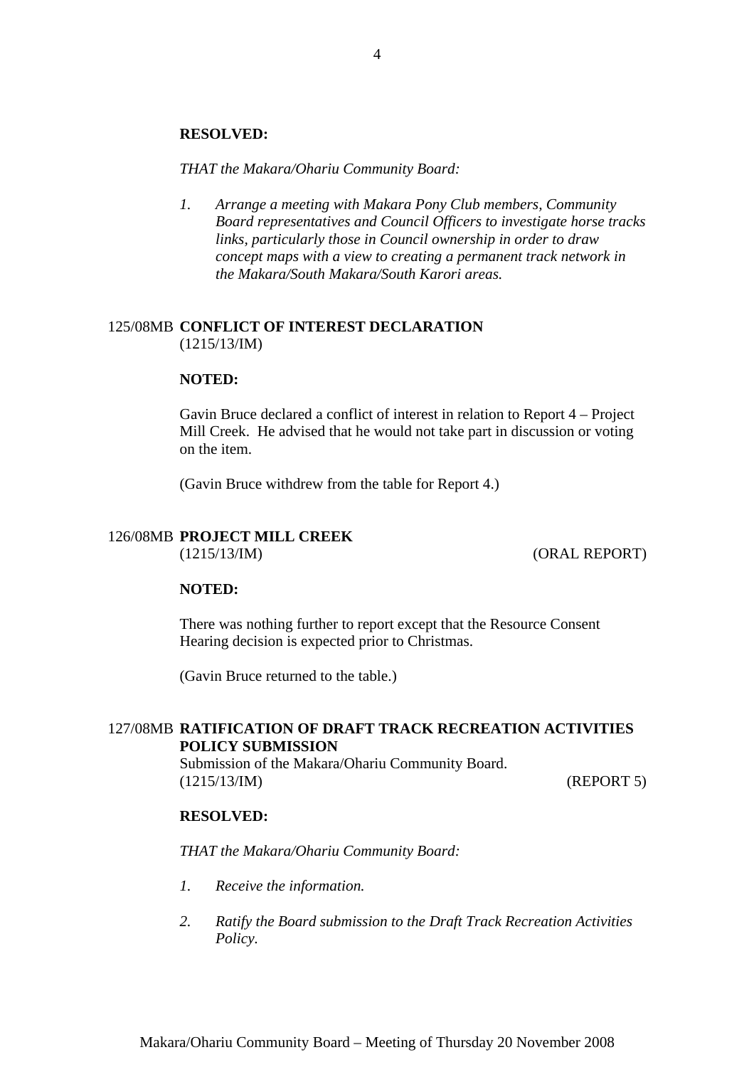**RESOLVED:**

*THAT the Makara/Ohariu Community Board:*

1. *Arrange a meeting with Makara Pony Club members, Community Board representatives and Council Officers to investigate horse tracks links, particularly those in Council ownership in order to draw concept maps with a view to creating a permanent track network in the Makara/South Makara/South Karori areas.*

125/08MB **CONFLICT OF INTEREST DECLARATION**
(1215/13/IM)

**NOTED:**

Gavin Bruce declared a conflict of interest in relation to Report 4 – Project Mill Creek. He advised that he would not take part in discussion or voting on the item.

(Gavin Bruce withdrew from the table for Report 4.)

126/08MB **PROJECT MILL CREEK**
(1215/13/IM) (ORAL REPORT)

**NOTED:**

There was nothing further to report except that the Resource Consent Hearing decision is expected prior to Christmas.

(Gavin Bruce returned to the table.)

127/08MB **RATIFICATION OF DRAFT TRACK RECREATION ACTIVITIES POLICY SUBMISSION**
Submission of the Makara/Ohariu Community Board.
(1215/13/IM) (REPORT 5)

**RESOLVED:**

*THAT the Makara/Ohariu Community Board:*

1. *Receive the information.*

2. *Ratify the Board submission to the Draft Track Recreation Activities Policy.*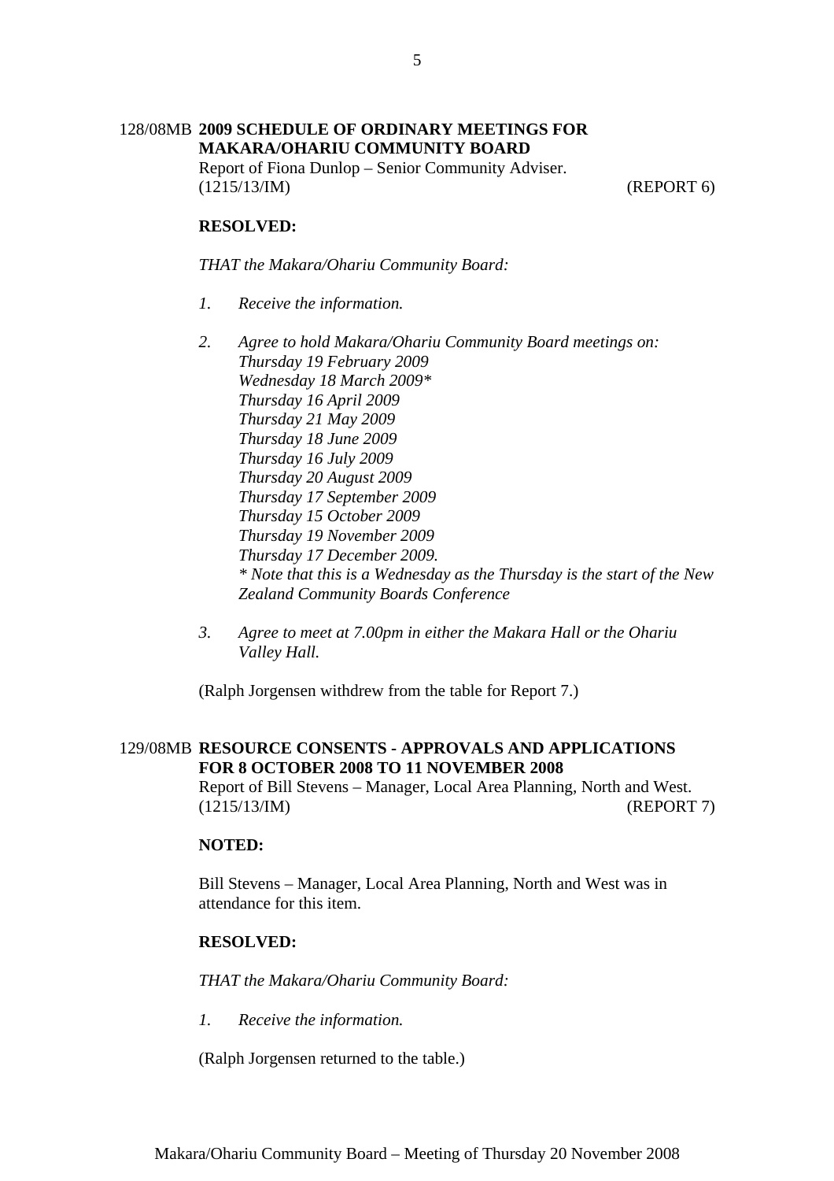128/08MB **2009 SCHEDULE OF ORDINARY MEETINGS FOR MAKARA/OHARIU COMMUNITY BOARD**
Report of Fiona Dunlop – Senior Community Adviser.
(1215/13/IM) (REPORT 6)

**RESOLVED:**

*THAT the Makara/Ohariu Community Board:*

1. *Receive the information.*

2. *Agree to hold Makara/Ohariu Community Board meetings on:*
   *Thursday 19 February 2009*
   *Wednesday 18 March 2009**
   *Thursday 16 April 2009*
   *Thursday 21 May 2009*
   *Thursday 18 June 2009*
   *Thursday 16 July 2009*
   *Thursday 20 August 2009*
   *Thursday 17 September 2009*
   *Thursday 15 October 2009*
   *Thursday 19 November 2009*
   *Thursday 17 December 2009.*
   ** Note that this is a Wednesday as the Thursday is the start of the New Zealand Community Boards Conference*

3. *Agree to meet at 7.00pm in either the Makara Hall or the Ohariu Valley Hall.*

(Ralph Jorgensen withdrew from the table for Report 7.)

129/08MB **RESOURCE CONSENTS - APPROVALS AND APPLICATIONS FOR 8 OCTOBER 2008 TO 11 NOVEMBER 2008**
Report of Bill Stevens – Manager, Local Area Planning, North and West.
(1215/13/IM) (REPORT 7)

**NOTED:**

Bill Stevens – Manager, Local Area Planning, North and West was in attendance for this item.

**RESOLVED:**

*THAT the Makara/Ohariu Community Board:*

1. *Receive the information.*

(Ralph Jorgensen returned to the table.)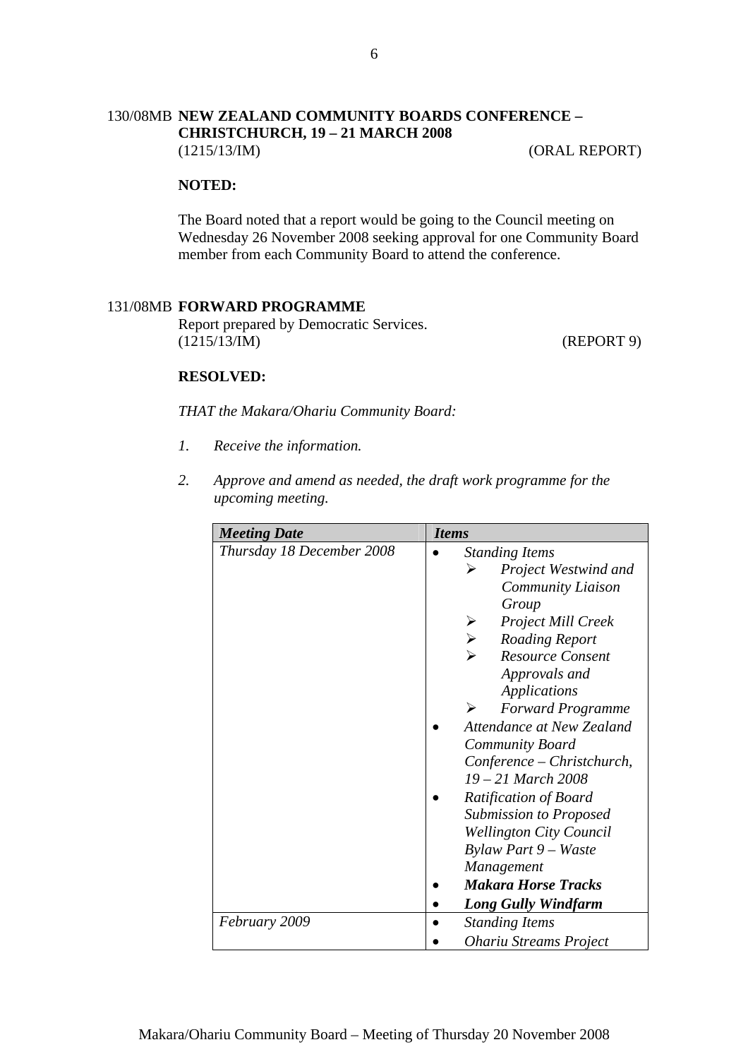130/08MB **NEW ZEALAND COMMUNITY BOARDS CONFERENCE – CHRISTCHURCH, 19 – 21 MARCH 2008**
(1215/13/IM) (ORAL REPORT)

**NOTED:**

The Board noted that a report would be going to the Council meeting on Wednesday 26 November 2008 seeking approval for one Community Board member from each Community Board to attend the conference.

131/08MB **FORWARD PROGRAMME**
Report prepared by Democratic Services.
(1215/13/IM) (REPORT 9)

**RESOLVED:**

*THAT the Makara/Ohariu Community Board:*

1. *Receive the information.*

2. *Approve and amend as needed, the draft work programme for the upcoming meeting.*

| ***Meeting Date*** | ***Items*** |
|---|---|
| *Thursday 18 December 2008* | • *Standing Items*<br>  ➢ *Project Westwind and Community Liaison Group*<br>  ➢ *Project Mill Creek*<br>  ➢ *Roading Report*<br>  ➢ *Resource Consent Approvals and Applications*<br>  ➢ *Forward Programme*<br>• *Attendance at New Zealand Community Board Conference – Christchurch, 19 – 21 March 2008*<br>• *Ratification of Board Submission to Proposed Wellington City Council Bylaw Part 9 – Waste Management*<br>• ***Makara Horse Tracks***<br>• ***Long Gully Windfarm*** |
| *February 2009* | • *Standing Items*<br>• *Ohariu Streams Project* |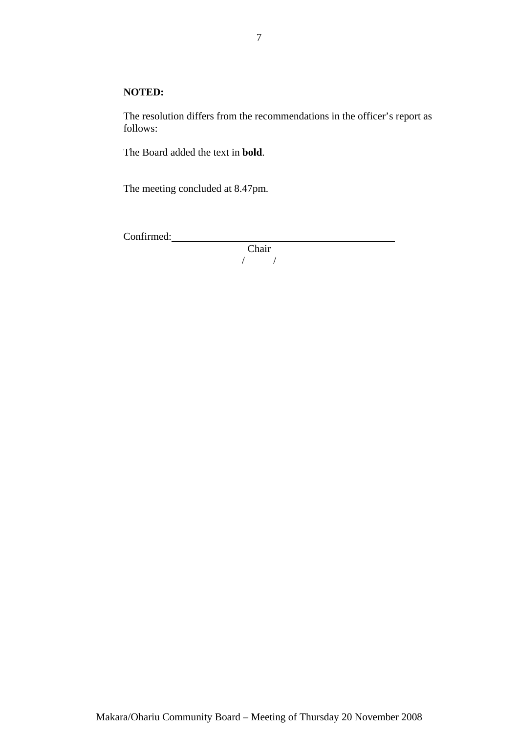**NOTED:**

The resolution differs from the recommendations in the officer's report as follows:

The Board added the text in **bold**.

The meeting concluded at 8.47pm.

Confirmed:_____________________________________________

Chair

/ /